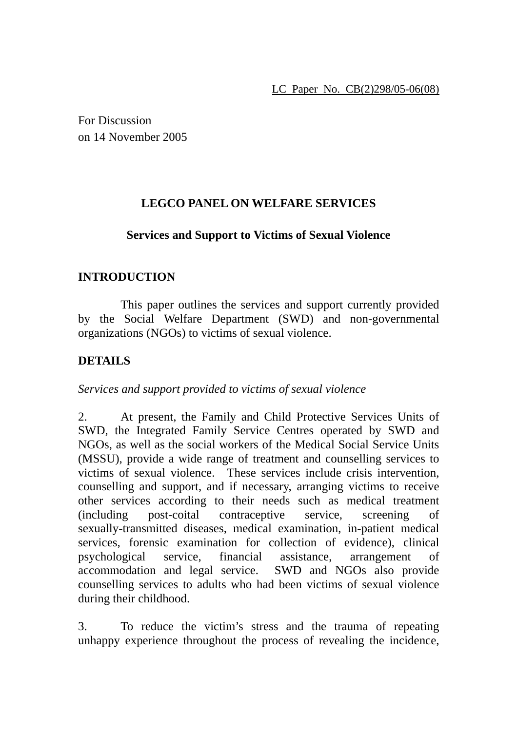LC Paper No. CB(2)298/05-06(08)

For Discussion
on 14 November 2005

# LEGCO PANEL ON WELFARE SERVICES

## Services and Support to Victims of Sexual Violence

### INTRODUCTION

This paper outlines the services and support currently provided by the Social Welfare Department (SWD) and non-governmental organizations (NGOs) to victims of sexual violence.

### DETAILS

*Services and support provided to victims of sexual violence*

2. At present, the Family and Child Protective Services Units of SWD, the Integrated Family Service Centres operated by SWD and NGOs, as well as the social workers of the Medical Social Service Units (MSSU), provide a wide range of treatment and counselling services to victims of sexual violence. These services include crisis intervention, counselling and support, and if necessary, arranging victims to receive other services according to their needs such as medical treatment (including post-coital contraceptive service, screening of sexually-transmitted diseases, medical examination, in-patient medical services, forensic examination for collection of evidence), clinical psychological service, financial assistance, arrangement of accommodation and legal service. SWD and NGOs also provide counselling services to adults who had been victims of sexual violence during their childhood.

3. To reduce the victim's stress and the trauma of repeating unhappy experience throughout the process of revealing the incidence,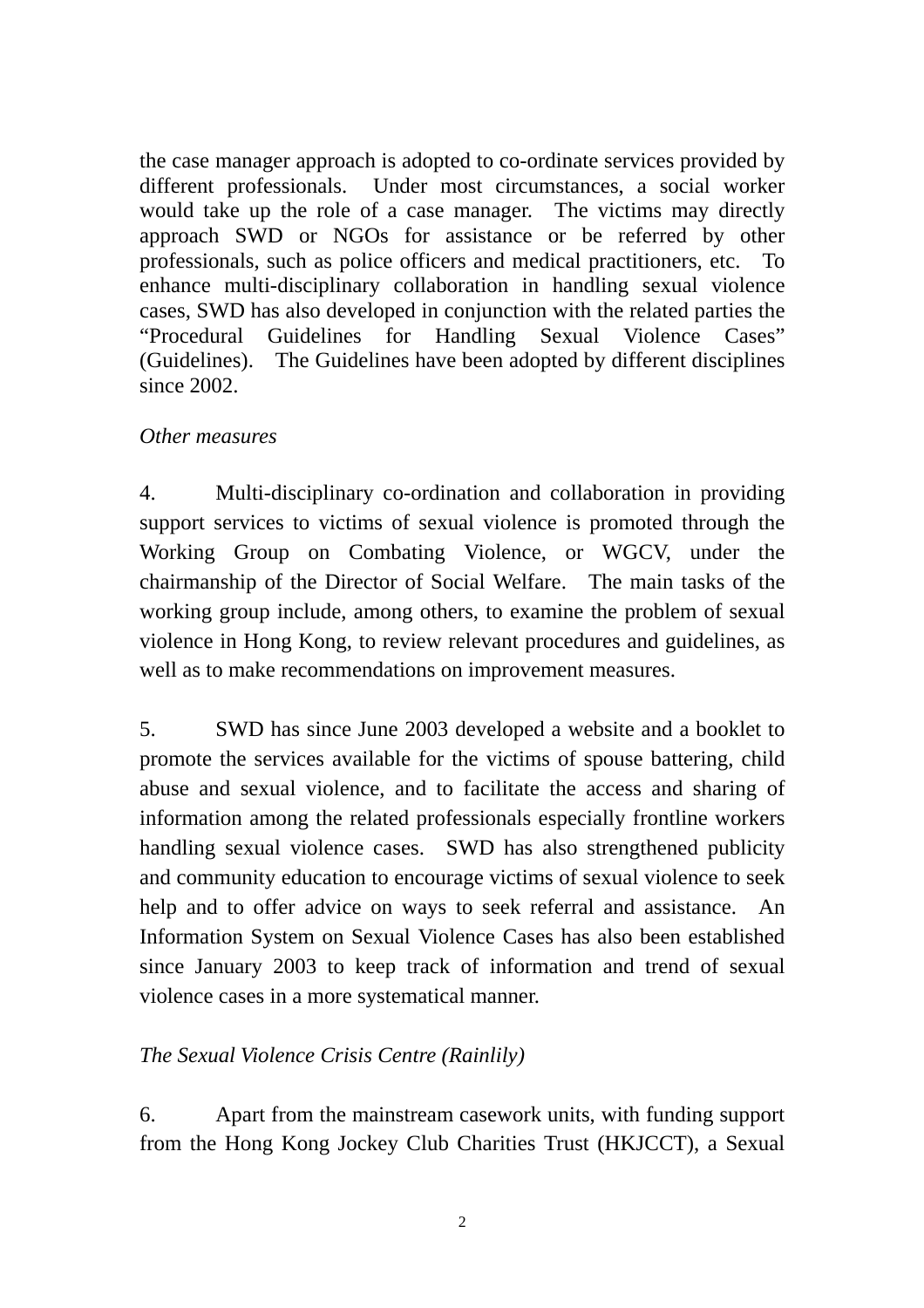the case manager approach is adopted to co-ordinate services provided by different professionals. Under most circumstances, a social worker would take up the role of a case manager. The victims may directly approach SWD or NGOs for assistance or be referred by other professionals, such as police officers and medical practitioners, etc. To enhance multi-disciplinary collaboration in handling sexual violence cases, SWD has also developed in conjunction with the related parties the "Procedural Guidelines for Handling Sexual Violence Cases" (Guidelines). The Guidelines have been adopted by different disciplines since 2002.

*Other measures*

4. Multi-disciplinary co-ordination and collaboration in providing support services to victims of sexual violence is promoted through the Working Group on Combating Violence, or WGCV, under the chairmanship of the Director of Social Welfare. The main tasks of the working group include, among others, to examine the problem of sexual violence in Hong Kong, to review relevant procedures and guidelines, as well as to make recommendations on improvement measures.

5. SWD has since June 2003 developed a website and a booklet to promote the services available for the victims of spouse battering, child abuse and sexual violence, and to facilitate the access and sharing of information among the related professionals especially frontline workers handling sexual violence cases. SWD has also strengthened publicity and community education to encourage victims of sexual violence to seek help and to offer advice on ways to seek referral and assistance. An Information System on Sexual Violence Cases has also been established since January 2003 to keep track of information and trend of sexual violence cases in a more systematical manner.

*The Sexual Violence Crisis Centre (Rainlily)*

6. Apart from the mainstream casework units, with funding support from the Hong Kong Jockey Club Charities Trust (HKJCCT), a Sexual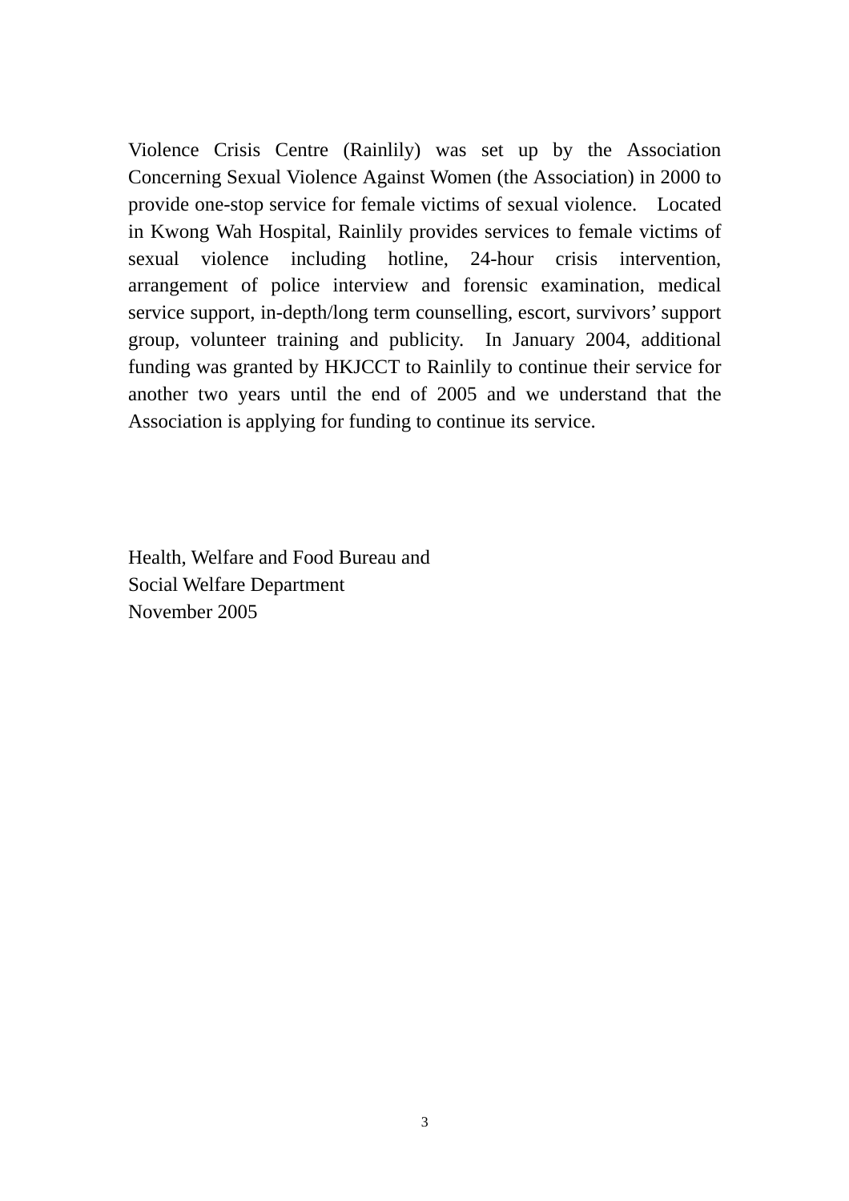Violence Crisis Centre (Rainlily) was set up by the Association Concerning Sexual Violence Against Women (the Association) in 2000 to provide one-stop service for female victims of sexual violence. Located in Kwong Wah Hospital, Rainlily provides services to female victims of sexual violence including hotline, 24-hour crisis intervention, arrangement of police interview and forensic examination, medical service support, in-depth/long term counselling, escort, survivors' support group, volunteer training and publicity. In January 2004, additional funding was granted by HKJCCT to Rainlily to continue their service for another two years until the end of 2005 and we understand that the Association is applying for funding to continue its service.

Health, Welfare and Food Bureau and
Social Welfare Department
November 2005